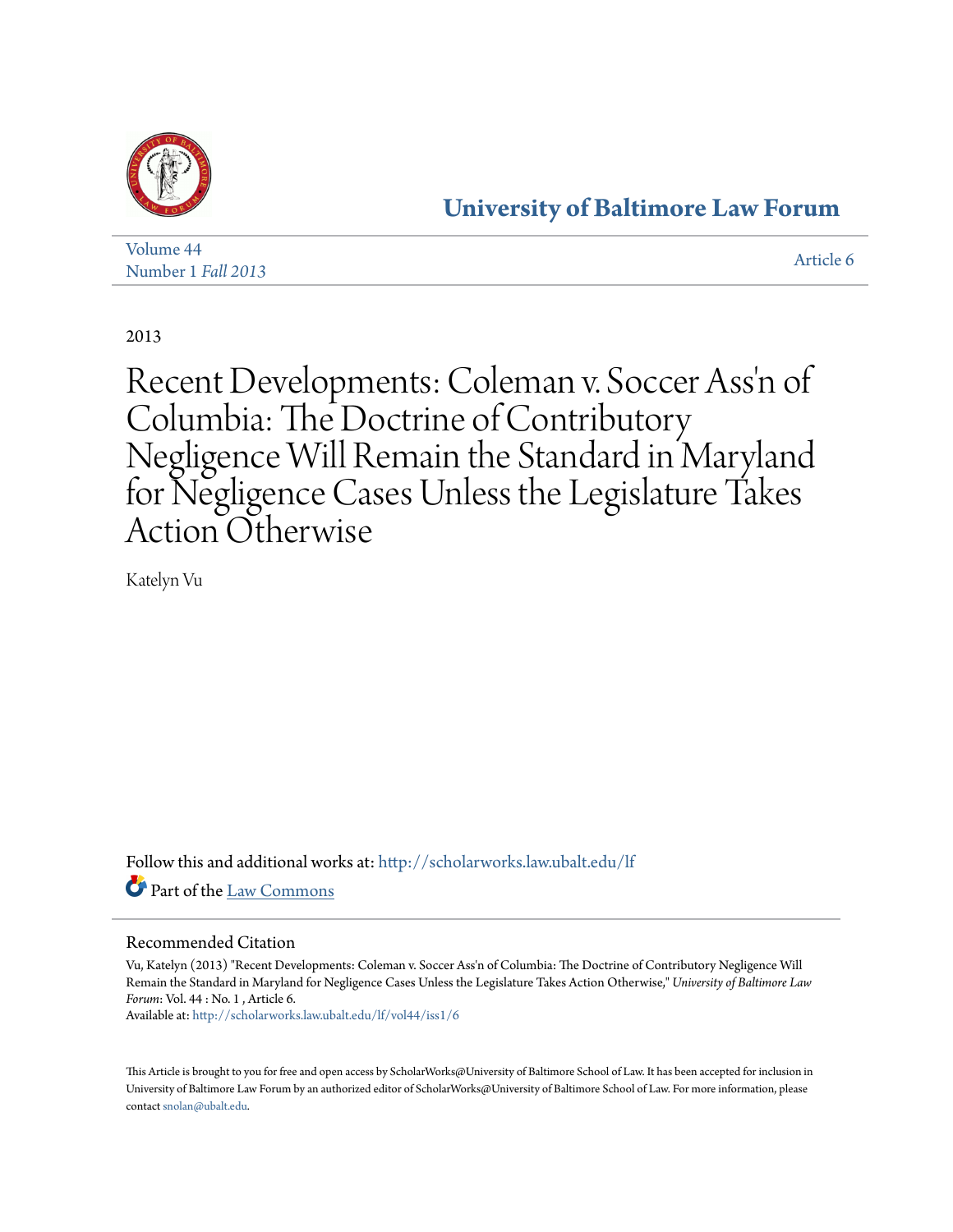University of Baltimore Law Forum

Volume 44
Number 1 *Fall 2013*

Article 6

2013

# Recent Developments: Coleman v. Soccer Ass'n of Columbia: The Doctrine of Contributory Negligence Will Remain the Standard in Maryland for Negligence Cases Unless the Legislature Takes Action Otherwise

Katelyn Vu

Follow this and additional works at: http://scholarworks.law.ubalt.edu/lf

Part of the Law Commons

## Recommended Citation

Vu, Katelyn (2013) "Recent Developments: Coleman v. Soccer Ass'n of Columbia: The Doctrine of Contributory Negligence Will Remain the Standard in Maryland for Negligence Cases Unless the Legislature Takes Action Otherwise," *University of Baltimore Law Forum*: Vol. 44 : No. 1 , Article 6.
Available at: http://scholarworks.law.ubalt.edu/lf/vol44/iss1/6

This Article is brought to you for free and open access by ScholarWorks@University of Baltimore School of Law. It has been accepted for inclusion in University of Baltimore Law Forum by an authorized editor of ScholarWorks@University of Baltimore School of Law. For more information, please contact snolan@ubalt.edu.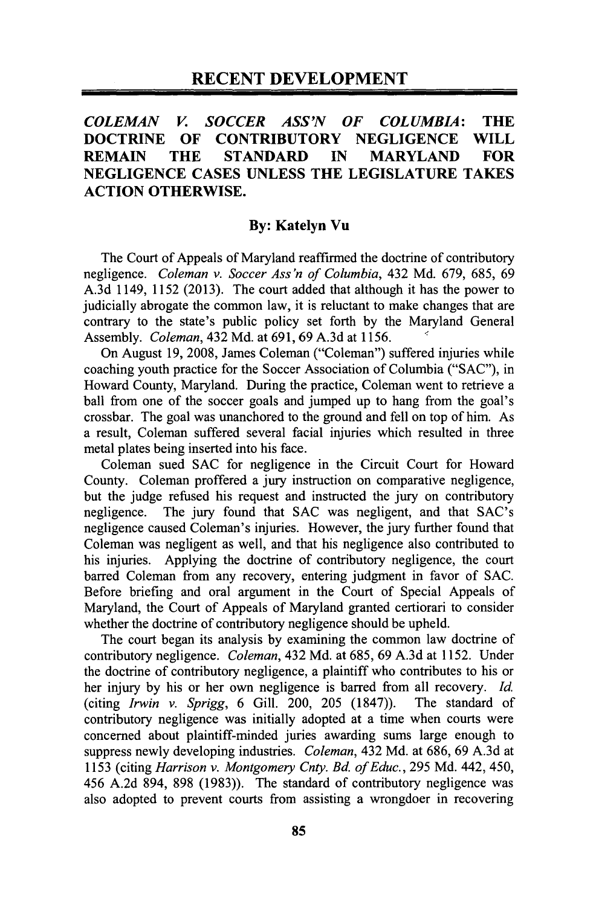## RECENT DEVELOPMENT

### *COLEMAN V. SOCCER ASS'N OF COLUMBIA*: THE DOCTRINE OF CONTRIBUTORY NEGLIGENCE WILL REMAIN THE STANDARD IN MARYLAND FOR NEGLIGENCE CASES UNLESS THE LEGISLATURE TAKES ACTION OTHERWISE.

**By: Katelyn Vu**

The Court of Appeals of Maryland reaffirmed the doctrine of contributory negligence. *Coleman v. Soccer Ass'n of Columbia*, 432 Md. 679, 685, 69 A.3d 1149, 1152 (2013). The court added that although it has the power to judicially abrogate the common law, it is reluctant to make changes that are contrary to the state's public policy set forth by the Maryland General Assembly. *Coleman*, 432 Md. at 691, 69 A.3d at 1156.

On August 19, 2008, James Coleman ("Coleman") suffered injuries while coaching youth practice for the Soccer Association of Columbia ("SAC"), in Howard County, Maryland. During the practice, Coleman went to retrieve a ball from one of the soccer goals and jumped up to hang from the goal's crossbar. The goal was unanchored to the ground and fell on top of him. As a result, Coleman suffered several facial injuries which resulted in three metal plates being inserted into his face.

Coleman sued SAC for negligence in the Circuit Court for Howard County. Coleman proffered a jury instruction on comparative negligence, but the judge refused his request and instructed the jury on contributory negligence. The jury found that SAC was negligent, and that SAC's negligence caused Coleman's injuries. However, the jury further found that Coleman was negligent as well, and that his negligence also contributed to his injuries. Applying the doctrine of contributory negligence, the court barred Coleman from any recovery, entering judgment in favor of SAC. Before briefing and oral argument in the Court of Special Appeals of Maryland, the Court of Appeals of Maryland granted certiorari to consider whether the doctrine of contributory negligence should be upheld.

The court began its analysis by examining the common law doctrine of contributory negligence. *Coleman*, 432 Md. at 685, 69 A.3d at 1152. Under the doctrine of contributory negligence, a plaintiff who contributes to his or her injury by his or her own negligence is barred from all recovery. *Id.* (citing *Irwin v. Sprigg*, 6 Gill. 200, 205 (1847)). The standard of contributory negligence was initially adopted at a time when courts were concerned about plaintiff-minded juries awarding sums large enough to suppress newly developing industries. *Coleman*, 432 Md. at 686, 69 A.3d at 1153 (citing *Harrison v. Montgomery Cnty. Bd. of Educ.*, 295 Md. 442, 450, 456 A.2d 894, 898 (1983)). The standard of contributory negligence was also adopted to prevent courts from assisting a wrongdoer in recovering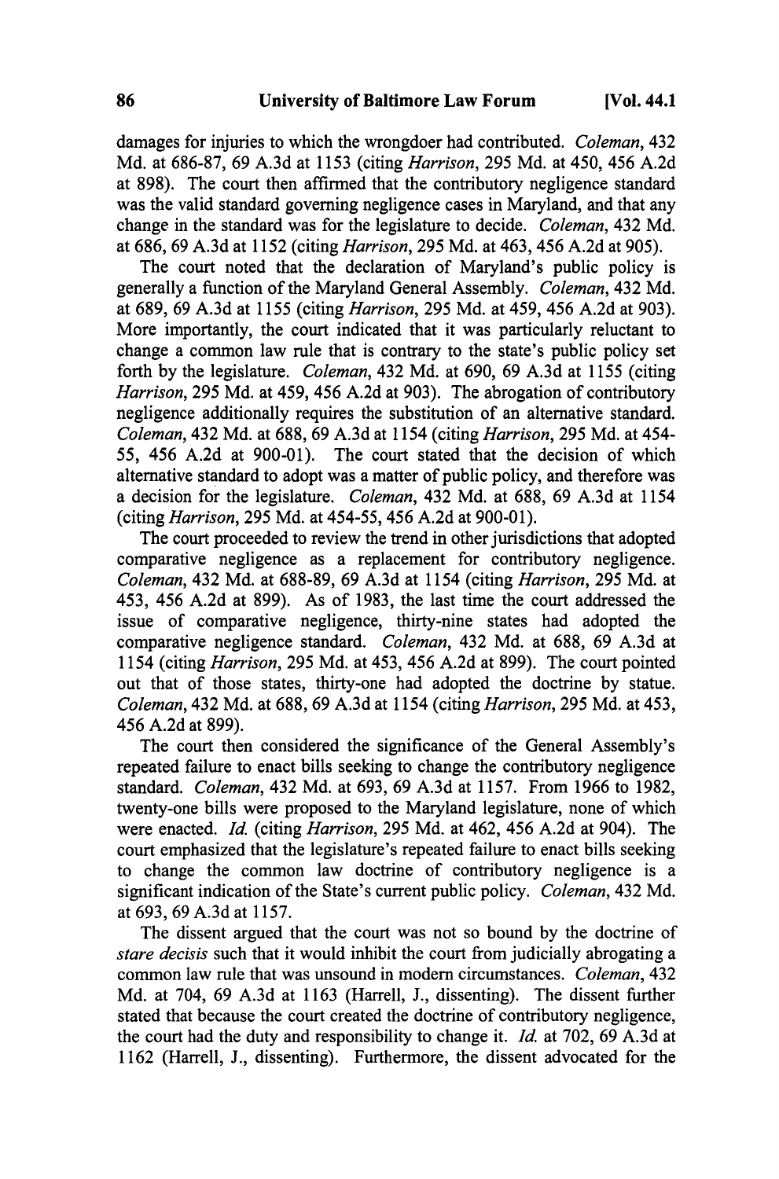damages for injuries to which the wrongdoer had contributed. *Coleman*, 432 Md. at 686-87, 69 A.3d at 1153 (citing *Harrison*, 295 Md. at 450, 456 A.2d at 898). The court then affirmed that the contributory negligence standard was the valid standard governing negligence cases in Maryland, and that any change in the standard was for the legislature to decide. *Coleman*, 432 Md. at 686, 69 A.3d at 1152 (citing *Harrison*, 295 Md. at 463, 456 A.2d at 905).

The court noted that the declaration of Maryland's public policy is generally a function of the Maryland General Assembly. *Coleman*, 432 Md. at 689, 69 A.3d at 1155 (citing *Harrison*, 295 Md. at 459, 456 A.2d at 903). More importantly, the court indicated that it was particularly reluctant to change a common law rule that is contrary to the state's public policy set forth by the legislature. *Coleman*, 432 Md. at 690, 69 A.3d at 1155 (citing *Harrison*, 295 Md. at 459, 456 A.2d at 903). The abrogation of contributory negligence additionally requires the substitution of an alternative standard. *Coleman*, 432 Md. at 688, 69 A.3d at 1154 (citing *Harrison*, 295 Md. at 454-55, 456 A.2d at 900-01). The court stated that the decision of which alternative standard to adopt was a matter of public policy, and therefore was a decision for the legislature. *Coleman*, 432 Md. at 688, 69 A.3d at 1154 (citing *Harrison*, 295 Md. at 454-55, 456 A.2d at 900-01).

The court proceeded to review the trend in other jurisdictions that adopted comparative negligence as a replacement for contributory negligence. *Coleman*, 432 Md. at 688-89, 69 A.3d at 1154 (citing *Harrison*, 295 Md. at 453, 456 A.2d at 899). As of 1983, the last time the court addressed the issue of comparative negligence, thirty-nine states had adopted the comparative negligence standard. *Coleman*, 432 Md. at 688, 69 A.3d at 1154 (citing *Harrison*, 295 Md. at 453, 456 A.2d at 899). The court pointed out that of those states, thirty-one had adopted the doctrine by statue. *Coleman*, 432 Md. at 688, 69 A.3d at 1154 (citing *Harrison*, 295 Md. at 453, 456 A.2d at 899).

The court then considered the significance of the General Assembly's repeated failure to enact bills seeking to change the contributory negligence standard. *Coleman*, 432 Md. at 693, 69 A.3d at 1157. From 1966 to 1982, twenty-one bills were proposed to the Maryland legislature, none of which were enacted. *Id.* (citing *Harrison*, 295 Md. at 462, 456 A.2d at 904). The court emphasized that the legislature's repeated failure to enact bills seeking to change the common law doctrine of contributory negligence is a significant indication of the State's current public policy. *Coleman*, 432 Md. at 693, 69 A.3d at 1157.

The dissent argued that the court was not so bound by the doctrine of *stare decisis* such that it would inhibit the court from judicially abrogating a common law rule that was unsound in modern circumstances. *Coleman*, 432 Md. at 704, 69 A.3d at 1163 (Harrell, J., dissenting). The dissent further stated that because the court created the doctrine of contributory negligence, the court had the duty and responsibility to change it. *Id.* at 702, 69 A.3d at 1162 (Harrell, J., dissenting). Furthermore, the dissent advocated for the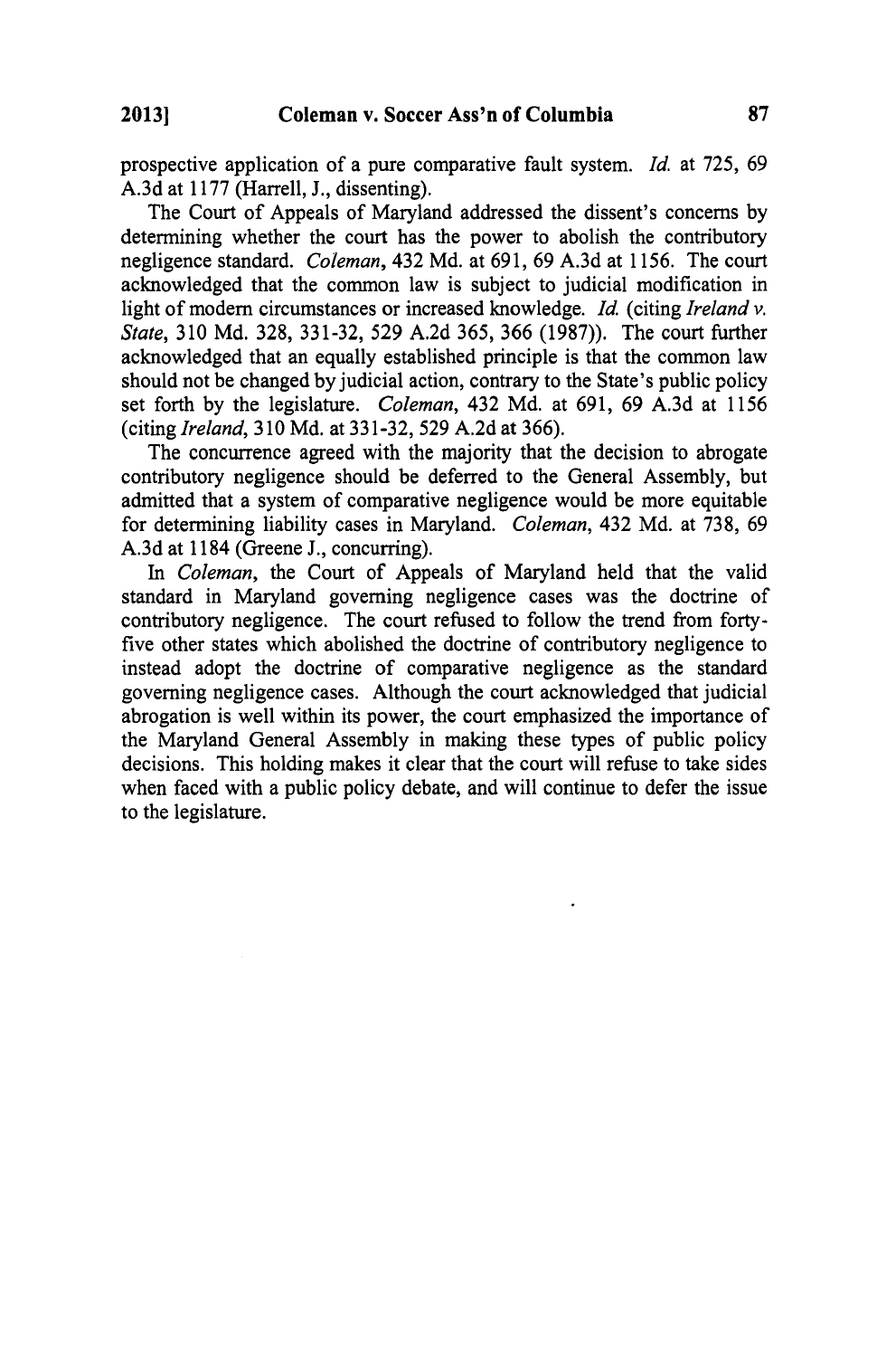prospective application of a pure comparative fault system. *Id.* at 725, 69 A.3d at 1177 (Harrell, J., dissenting).

The Court of Appeals of Maryland addressed the dissent's concerns by determining whether the court has the power to abolish the contributory negligence standard. *Coleman*, 432 Md. at 691, 69 A.3d at 1156. The court acknowledged that the common law is subject to judicial modification in light of modern circumstances or increased knowledge. *Id.* (citing *Ireland v. State*, 310 Md. 328, 331-32, 529 A.2d 365, 366 (1987)). The court further acknowledged that an equally established principle is that the common law should not be changed by judicial action, contrary to the State's public policy set forth by the legislature. *Coleman*, 432 Md. at 691, 69 A.3d at 1156 (citing *Ireland*, 310 Md. at 331-32, 529 A.2d at 366).

The concurrence agreed with the majority that the decision to abrogate contributory negligence should be deferred to the General Assembly, but admitted that a system of comparative negligence would be more equitable for determining liability cases in Maryland. *Coleman*, 432 Md. at 738, 69 A.3d at 1184 (Greene J., concurring).

In *Coleman*, the Court of Appeals of Maryland held that the valid standard in Maryland governing negligence cases was the doctrine of contributory negligence. The court refused to follow the trend from forty-five other states which abolished the doctrine of contributory negligence to instead adopt the doctrine of comparative negligence as the standard governing negligence cases. Although the court acknowledged that judicial abrogation is well within its power, the court emphasized the importance of the Maryland General Assembly in making these types of public policy decisions. This holding makes it clear that the court will refuse to take sides when faced with a public policy debate, and will continue to defer the issue to the legislature.